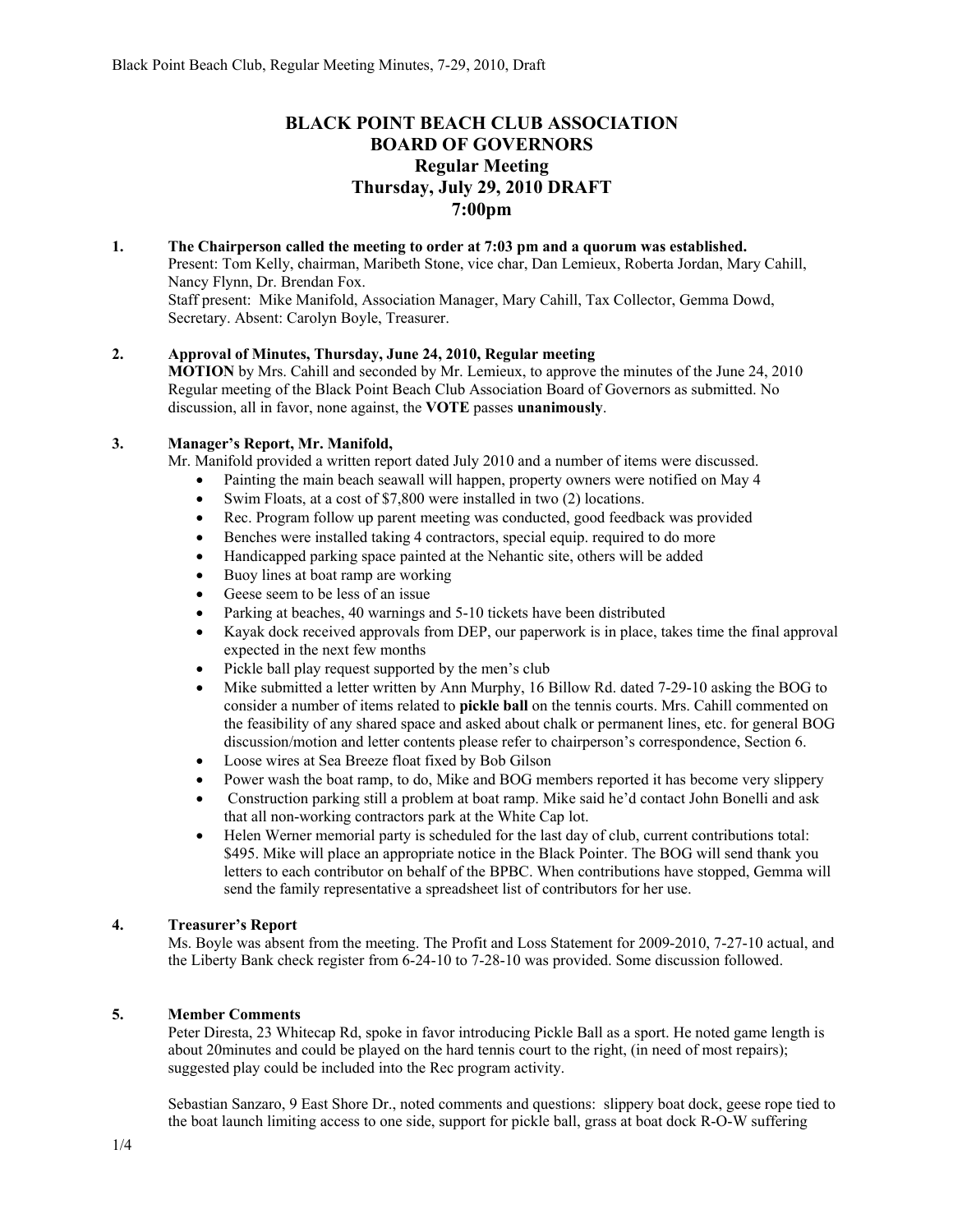# BLACK POINT BEACH CLUB ASSOCIATION
# BOARD OF GOVERNORS
## Regular Meeting
## Thursday, July 29, 2010 DRAFT
## 7:00pm

**1. The Chairperson called the meeting to order at 7:03 pm and a quorum was established.**

Present: Tom Kelly, chairman, Maribeth Stone, vice char, Dan Lemieux, Roberta Jordan, Mary Cahill, Nancy Flynn, Dr. Brendan Fox.

Staff present: Mike Manifold, Association Manager, Mary Cahill, Tax Collector, Gemma Dowd, Secretary. Absent: Carolyn Boyle, Treasurer.

**2. Approval of Minutes, Thursday, June 24, 2010, Regular meeting**

**MOTION** by Mrs. Cahill and seconded by Mr. Lemieux, to approve the minutes of the June 24, 2010 Regular meeting of the Black Point Beach Club Association Board of Governors as submitted. No discussion, all in favor, none against, the **VOTE** passes **unanimously**.

**3. Manager's Report, Mr. Manifold,**

Mr. Manifold provided a written report dated July 2010 and a number of items were discussed.

- Painting the main beach seawall will happen, property owners were notified on May 4
- Swim Floats, at a cost of $7,800 were installed in two (2) locations.
- Rec. Program follow up parent meeting was conducted, good feedback was provided
- Benches were installed taking 4 contractors, special equip. required to do more
- Handicapped parking space painted at the Nehantic site, others will be added
- Buoy lines at boat ramp are working
- Geese seem to be less of an issue
- Parking at beaches, 40 warnings and 5-10 tickets have been distributed
- Kayak dock received approvals from DEP, our paperwork is in place, takes time the final approval expected in the next few months
- Pickle ball play request supported by the men's club
- Mike submitted a letter written by Ann Murphy, 16 Billow Rd. dated 7-29-10 asking the BOG to consider a number of items related to **pickle ball** on the tennis courts. Mrs. Cahill commented on the feasibility of any shared space and asked about chalk or permanent lines, etc. for general BOG discussion/motion and letter contents please refer to chairperson's correspondence, Section 6.
- Loose wires at Sea Breeze float fixed by Bob Gilson
- Power wash the boat ramp, to do, Mike and BOG members reported it has become very slippery
- Construction parking still a problem at boat ramp. Mike said he'd contact John Bonelli and ask that all non-working contractors park at the White Cap lot.
- Helen Werner memorial party is scheduled for the last day of club, current contributions total: $495. Mike will place an appropriate notice in the Black Pointer. The BOG will send thank you letters to each contributor on behalf of the BPBC. When contributions have stopped, Gemma will send the family representative a spreadsheet list of contributors for her use.

**4. Treasurer's Report**

Ms. Boyle was absent from the meeting. The Profit and Loss Statement for 2009-2010, 7-27-10 actual, and the Liberty Bank check register from 6-24-10 to 7-28-10 was provided. Some discussion followed.

**5. Member Comments**

Peter Diresta, 23 Whitecap Rd, spoke in favor introducing Pickle Ball as a sport. He noted game length is about 20minutes and could be played on the hard tennis court to the right, (in need of most repairs); suggested play could be included into the Rec program activity.

Sebastian Sanzaro, 9 East Shore Dr., noted comments and questions: slippery boat dock, geese rope tied to the boat launch limiting access to one side, support for pickle ball, grass at boat dock R-O-W suffering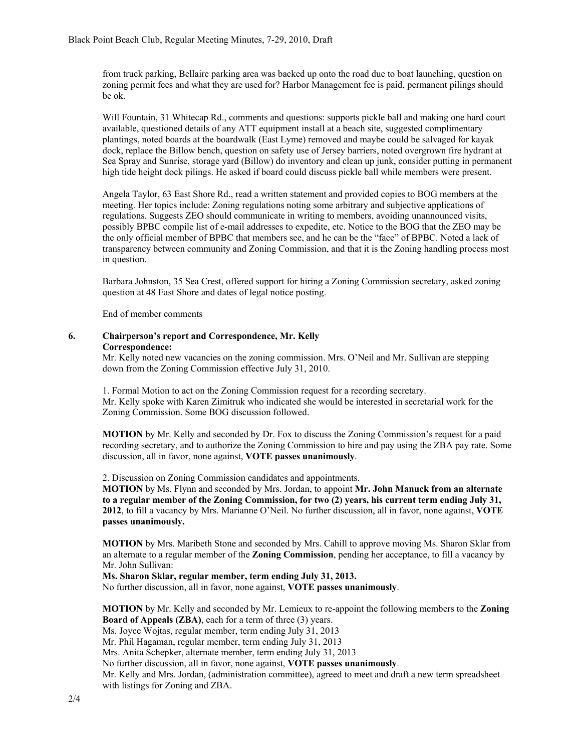from truck parking, Bellaire parking area was backed up onto the road due to boat launching, question on zoning permit fees and what they are used for? Harbor Management fee is paid, permanent pilings should be ok.

Will Fountain, 31 Whitecap Rd., comments and questions: supports pickle ball and making one hard court available, questioned details of any ATT equipment install at a beach site, suggested complimentary plantings, noted boards at the boardwalk (East Lyme) removed and maybe could be salvaged for kayak dock, replace the Billow bench, question on safety use of Jersey barriers, noted overgrown fire hydrant at Sea Spray and Sunrise, storage yard (Billow) do inventory and clean up junk, consider putting in permanent high tide height dock pilings. He asked if board could discuss pickle ball while members were present.

Angela Taylor, 63 East Shore Rd., read a written statement and provided copies to BOG members at the meeting. Her topics include: Zoning regulations noting some arbitrary and subjective applications of regulations. Suggests ZEO should communicate in writing to members, avoiding unannounced visits, possibly BPBC compile list of e-mail addresses to expedite, etc. Notice to the BOG that the ZEO may be the only official member of BPBC that members see, and he can be the "face" of BPBC. Noted a lack of transparency between community and Zoning Commission, and that it is the Zoning handling process most in question.

Barbara Johnston, 35 Sea Crest, offered support for hiring a Zoning Commission secretary, asked zoning question at 48 East Shore and dates of legal notice posting.

End of member comments

**6. Chairperson's report and Correspondence, Mr. Kelly**
**Correspondence:**

Mr. Kelly noted new vacancies on the zoning commission. Mrs. O'Neil and Mr. Sullivan are stepping down from the Zoning Commission effective July 31, 2010.

1. Formal Motion to act on the Zoning Commission request for a recording secretary.
Mr. Kelly spoke with Karen Zimitruk who indicated she would be interested in secretarial work for the Zoning Commission. Some BOG discussion followed.

**MOTION** by Mr. Kelly and seconded by Dr. Fox to discuss the Zoning Commission's request for a paid recording secretary, and to authorize the Zoning Commission to hire and pay using the ZBA pay rate. Some discussion, all in favor, none against, **VOTE passes unanimously**.

2. Discussion on Zoning Commission candidates and appointments.
**MOTION** by Ms. Flynn and seconded by Mrs. Jordan, to appoint **Mr. John Manuck from an alternate to a regular member of the Zoning Commission, for two (2) years, his current term ending July 31, 2012**, to fill a vacancy by Mrs. Marianne O'Neil. No further discussion, all in favor, none against, **VOTE passes unanimously.**

**MOTION** by Mrs. Maribeth Stone and seconded by Mrs. Cahill to approve moving Ms. Sharon Sklar from an alternate to a regular member of the **Zoning Commission**, pending her acceptance, to fill a vacancy by Mr. John Sullivan:
**Ms. Sharon Sklar, regular member, term ending July 31, 2013.**
No further discussion, all in favor, none against, **VOTE passes unanimously**.

**MOTION** by Mr. Kelly and seconded by Mr. Lemieux to re-appoint the following members to the **Zoning Board of Appeals (ZBA)**, each for a term of three (3) years.
Ms. Joyce Wojtas, regular member, term ending July 31, 2013
Mr. Phil Hagaman, regular member, term ending July 31, 2013
Mrs. Anita Schepker, alternate member, term ending July 31, 2013
No further discussion, all in favor, none against, **VOTE passes unanimously**.
Mr. Kelly and Mrs. Jordan, (administration committee), agreed to meet and draft a new term spreadsheet with listings for Zoning and ZBA.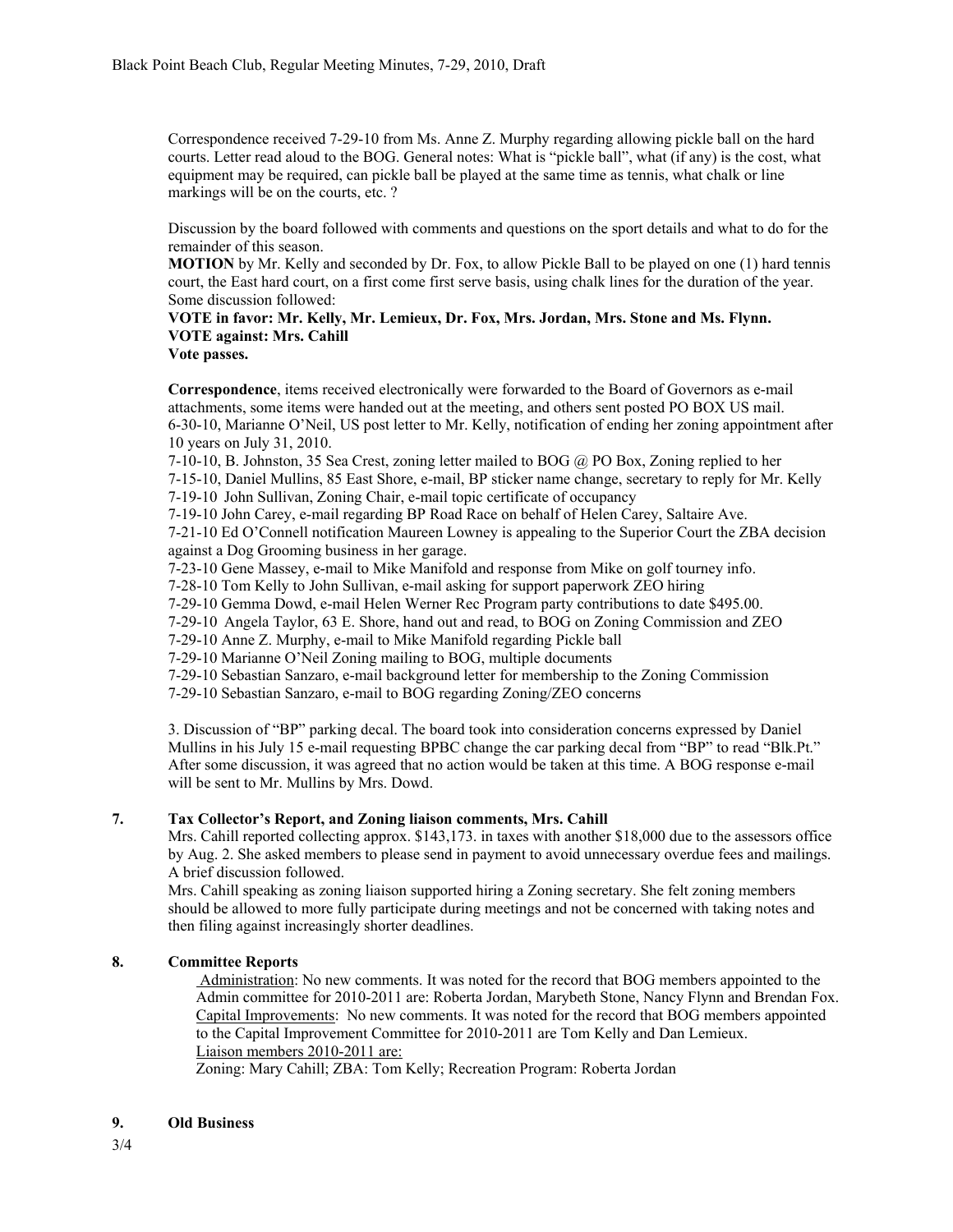Correspondence received 7-29-10 from Ms. Anne Z. Murphy regarding allowing pickle ball on the hard courts. Letter read aloud to the BOG. General notes: What is "pickle ball", what (if any) is the cost, what equipment may be required, can pickle ball be played at the same time as tennis, what chalk or line markings will be on the courts, etc. ?

Discussion by the board followed with comments and questions on the sport details and what to do for the remainder of this season.

**MOTION** by Mr. Kelly and seconded by Dr. Fox, to allow Pickle Ball to be played on one (1) hard tennis court, the East hard court, on a first come first serve basis, using chalk lines for the duration of the year. Some discussion followed:

**VOTE in favor: Mr. Kelly, Mr. Lemieux, Dr. Fox, Mrs. Jordan, Mrs. Stone and Ms. Flynn.**
**VOTE against: Mrs. Cahill**
**Vote passes.**

**Correspondence**, items received electronically were forwarded to the Board of Governors as e-mail attachments, some items were handed out at the meeting, and others sent posted PO BOX US mail.

6-30-10, Marianne O'Neil, US post letter to Mr. Kelly, notification of ending her zoning appointment after 10 years on July 31, 2010.
7-10-10, B. Johnston, 35 Sea Crest, zoning letter mailed to BOG @ PO Box, Zoning replied to her
7-15-10, Daniel Mullins, 85 East Shore, e-mail, BP sticker name change, secretary to reply for Mr. Kelly
7-19-10 John Sullivan, Zoning Chair, e-mail topic certificate of occupancy
7-19-10 John Carey, e-mail regarding BP Road Race on behalf of Helen Carey, Saltaire Ave.
7-21-10 Ed O'Connell notification Maureen Lowney is appealing to the Superior Court the ZBA decision against a Dog Grooming business in her garage.
7-23-10 Gene Massey, e-mail to Mike Manifold and response from Mike on golf tourney info.
7-28-10 Tom Kelly to John Sullivan, e-mail asking for support paperwork ZEO hiring
7-29-10 Gemma Dowd, e-mail Helen Werner Rec Program party contributions to date $495.00.
7-29-10 Angela Taylor, 63 E. Shore, hand out and read, to BOG on Zoning Commission and ZEO
7-29-10 Anne Z. Murphy, e-mail to Mike Manifold regarding Pickle ball
7-29-10 Marianne O'Neil Zoning mailing to BOG, multiple documents
7-29-10 Sebastian Sanzaro, e-mail background letter for membership to the Zoning Commission
7-29-10 Sebastian Sanzaro, e-mail to BOG regarding Zoning/ZEO concerns

3. Discussion of "BP" parking decal. The board took into consideration concerns expressed by Daniel Mullins in his July 15 e-mail requesting BPBC change the car parking decal from "BP" to read "Blk.Pt." After some discussion, it was agreed that no action would be taken at this time. A BOG response e-mail will be sent to Mr. Mullins by Mrs. Dowd.

## 7. Tax Collector's Report, and Zoning liaison comments, Mrs. Cahill

Mrs. Cahill reported collecting approx. $143,173. in taxes with another $18,000 due to the assessors office by Aug. 2. She asked members to please send in payment to avoid unnecessary overdue fees and mailings. A brief discussion followed.

Mrs. Cahill speaking as zoning liaison supported hiring a Zoning secretary. She felt zoning members should be allowed to more fully participate during meetings and not be concerned with taking notes and then filing against increasingly shorter deadlines.

## 8. Committee Reports

Administration: No new comments. It was noted for the record that BOG members appointed to the Admin committee for 2010-2011 are: Roberta Jordan, Marybeth Stone, Nancy Flynn and Brendan Fox.

Capital Improvements: No new comments. It was noted for the record that BOG members appointed to the Capital Improvement Committee for 2010-2011 are Tom Kelly and Dan Lemieux.

Liaison members 2010-2011 are:
Zoning: Mary Cahill; ZBA: Tom Kelly; Recreation Program: Roberta Jordan

## 9. Old Business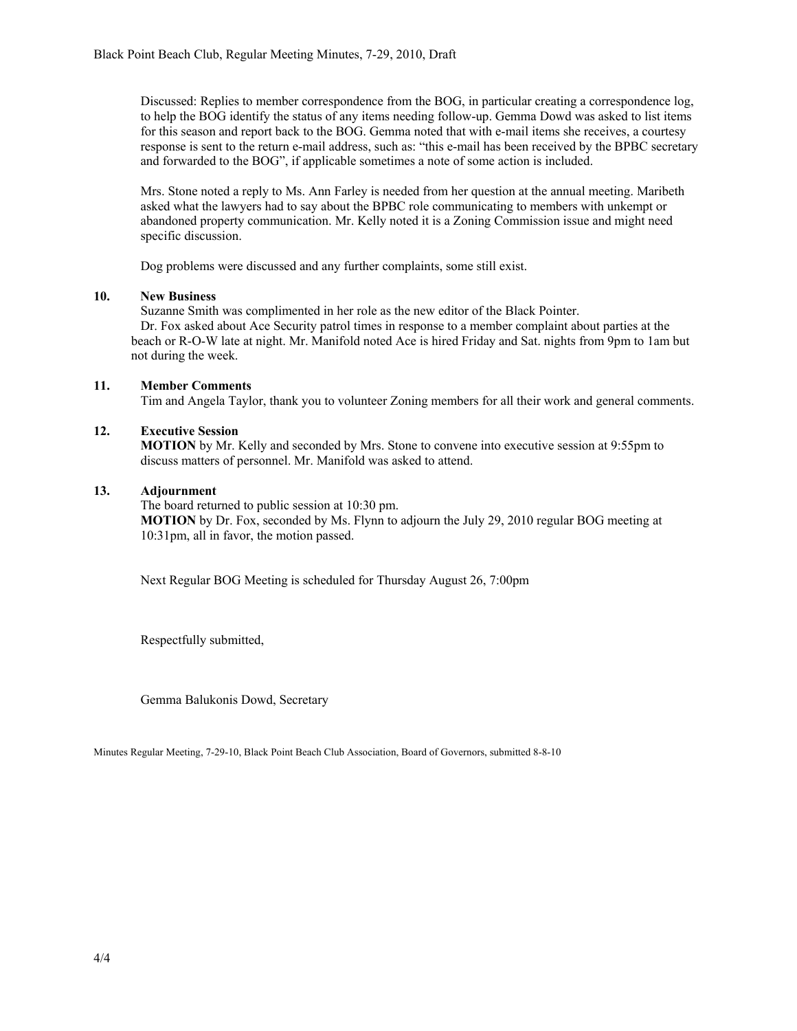Discussed: Replies to member correspondence from the BOG, in particular creating a correspondence log, to help the BOG identify the status of any items needing follow-up. Gemma Dowd was asked to list items for this season and report back to the BOG. Gemma noted that with e-mail items she receives, a courtesy response is sent to the return e-mail address, such as: "this e-mail has been received by the BPBC secretary and forwarded to the BOG", if applicable sometimes a note of some action is included.

Mrs. Stone noted a reply to Ms. Ann Farley is needed from her question at the annual meeting. Maribeth asked what the lawyers had to say about the BPBC role communicating to members with unkempt or abandoned property communication. Mr. Kelly noted it is a Zoning Commission issue and might need specific discussion.

Dog problems were discussed and any further complaints, some still exist.

## 10. New Business

Suzanne Smith was complimented in her role as the new editor of the Black Pointer.

Dr. Fox asked about Ace Security patrol times in response to a member complaint about parties at the beach or R-O-W late at night. Mr. Manifold noted Ace is hired Friday and Sat. nights from 9pm to 1am but not during the week.

## 11. Member Comments

Tim and Angela Taylor, thank you to volunteer Zoning members for all their work and general comments.

## 12. Executive Session

**MOTION** by Mr. Kelly and seconded by Mrs. Stone to convene into executive session at 9:55pm to discuss matters of personnel. Mr. Manifold was asked to attend.

## 13. Adjournment

The board returned to public session at 10:30 pm.

**MOTION** by Dr. Fox, seconded by Ms. Flynn to adjourn the July 29, 2010 regular BOG meeting at 10:31pm, all in favor, the motion passed.

Next Regular BOG Meeting is scheduled for Thursday August 26, 7:00pm

Respectfully submitted,

Gemma Balukonis Dowd, Secretary

Minutes Regular Meeting, 7-29-10, Black Point Beach Club Association, Board of Governors, submitted 8-8-10